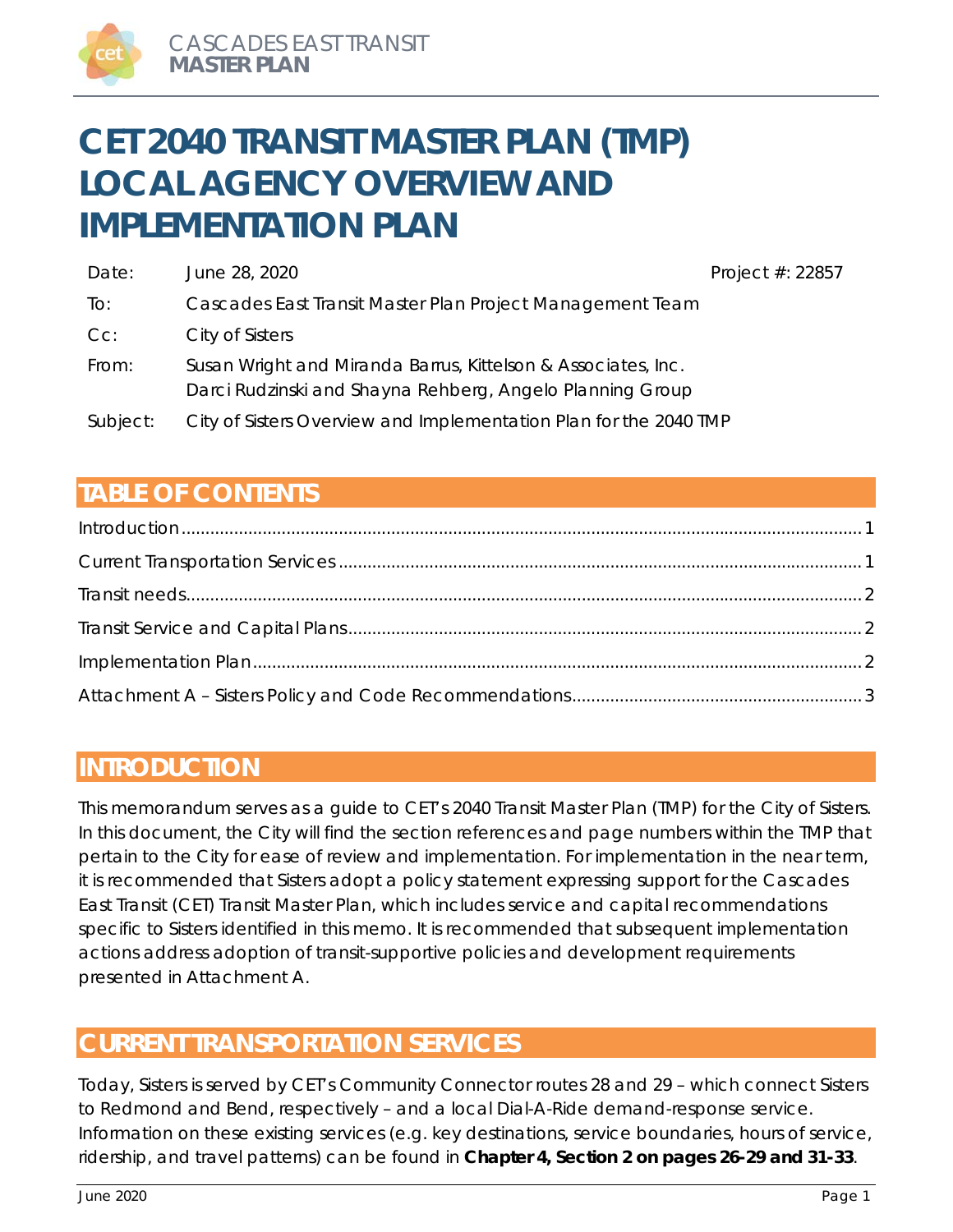# CET 2040 TRANSIT MASTER PLAN (TMP) LOCAL AGENCY OVERVIEW AND IMPLEMENTATION PLAN

| | | |
|---|---|---|
| Date: | June 28, 2020 | Project #: 22857 |
| To: | Cascades East Transit Master Plan Project Management Team | |
| Cc: | City of Sisters | |
| From: | Susan Wright and Miranda Barrus, Kittelson & Associates, Inc.<br>Darci Rudzinski and Shayna Rehberg, Angelo Planning Group | |
| Subject: | City of Sisters Overview and Implementation Plan for the 2040 TMP | |

## TABLE OF CONTENTS

Introduction .................................................................................................. 1
Current Transportation Services ................................................................. 1
Transit needs................................................................................................. 2
Transit Service and Capital Plans................................................................ 2
Implementation Plan .................................................................................... 2
Attachment A – Sisters Policy and Code Recommendations.................... 3

## INTRODUCTION

This memorandum serves as a guide to CET's 2040 Transit Master Plan (TMP) for the City of Sisters. In this document, the City will find the section references and page numbers within the TMP that pertain to the City for ease of review and implementation. For implementation in the near term, it is recommended that Sisters adopt a policy statement expressing support for the Cascades East Transit (CET) Transit Master Plan, which includes service and capital recommendations specific to Sisters identified in this memo. It is recommended that subsequent implementation actions address adoption of transit-supportive policies and development requirements presented in Attachment A.

## CURRENT TRANSPORTATION SERVICES

Today, Sisters is served by CET's Community Connector routes 28 and 29 – which connect Sisters to Redmond and Bend, respectively – and a local Dial-A-Ride demand-response service. Information on these existing services (e.g. key destinations, service boundaries, hours of service, ridership, and travel patterns) can be found in **Chapter 4, Section 2 on pages 26-29 and 31-33**.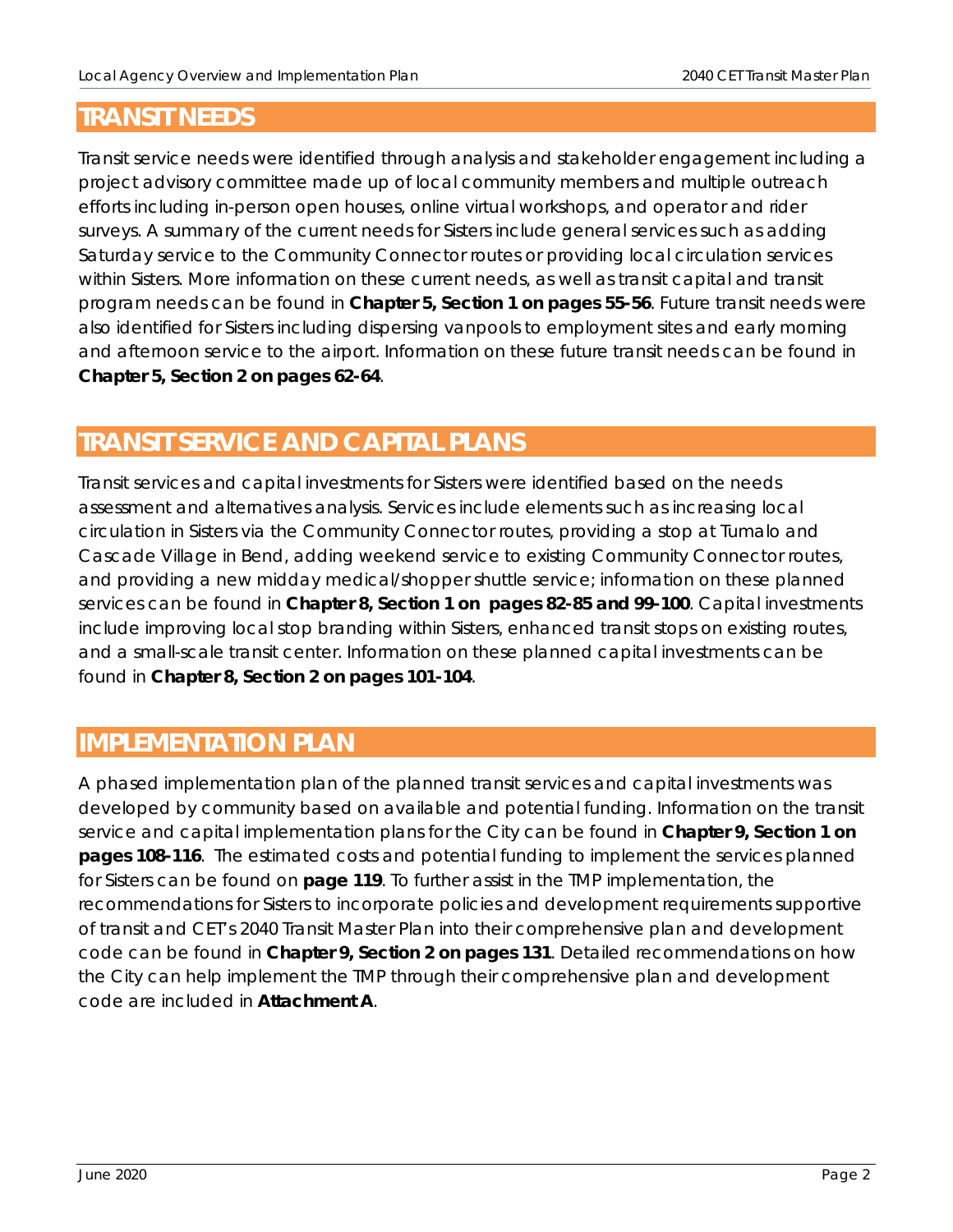## TRANSIT NEEDS

Transit service needs were identified through analysis and stakeholder engagement including a project advisory committee made up of local community members and multiple outreach efforts including in-person open houses, online virtual workshops, and operator and rider surveys. A summary of the current needs for Sisters include general services such as adding Saturday service to the Community Connector routes or providing local circulation services within Sisters. More information on these current needs, as well as transit capital and transit program needs can be found in **Chapter 5, Section 1 on pages 55-56**. Future transit needs were also identified for Sisters including dispersing vanpools to employment sites and early morning and afternoon service to the airport. Information on these future transit needs can be found in **Chapter 5, Section 2 on pages 62-64**.

## TRANSIT SERVICE AND CAPITAL PLANS

Transit services and capital investments for Sisters were identified based on the needs assessment and alternatives analysis. Services include elements such as increasing local circulation in Sisters via the Community Connector routes, providing a stop at Tumalo and Cascade Village in Bend, adding weekend service to existing Community Connector routes, and providing a new midday medical/shopper shuttle service; information on these planned services can be found in **Chapter 8, Section 1 on pages 82-85 and 99-100**. Capital investments include improving local stop branding within Sisters, enhanced transit stops on existing routes, and a small-scale transit center. Information on these planned capital investments can be found in **Chapter 8, Section 2 on pages 101-104**.

## IMPLEMENTATION PLAN

A phased implementation plan of the planned transit services and capital investments was developed by community based on available and potential funding. Information on the transit service and capital implementation plans for the City can be found in **Chapter 9, Section 1 on pages 108-116**. The estimated costs and potential funding to implement the services planned for Sisters can be found on **page 119**. To further assist in the TMP implementation, the recommendations for Sisters to incorporate policies and development requirements supportive of transit and CET's 2040 Transit Master Plan into their comprehensive plan and development code can be found in **Chapter 9, Section 2 on pages 131**. Detailed recommendations on how the City can help implement the TMP through their comprehensive plan and development code are included in **Attachment A**.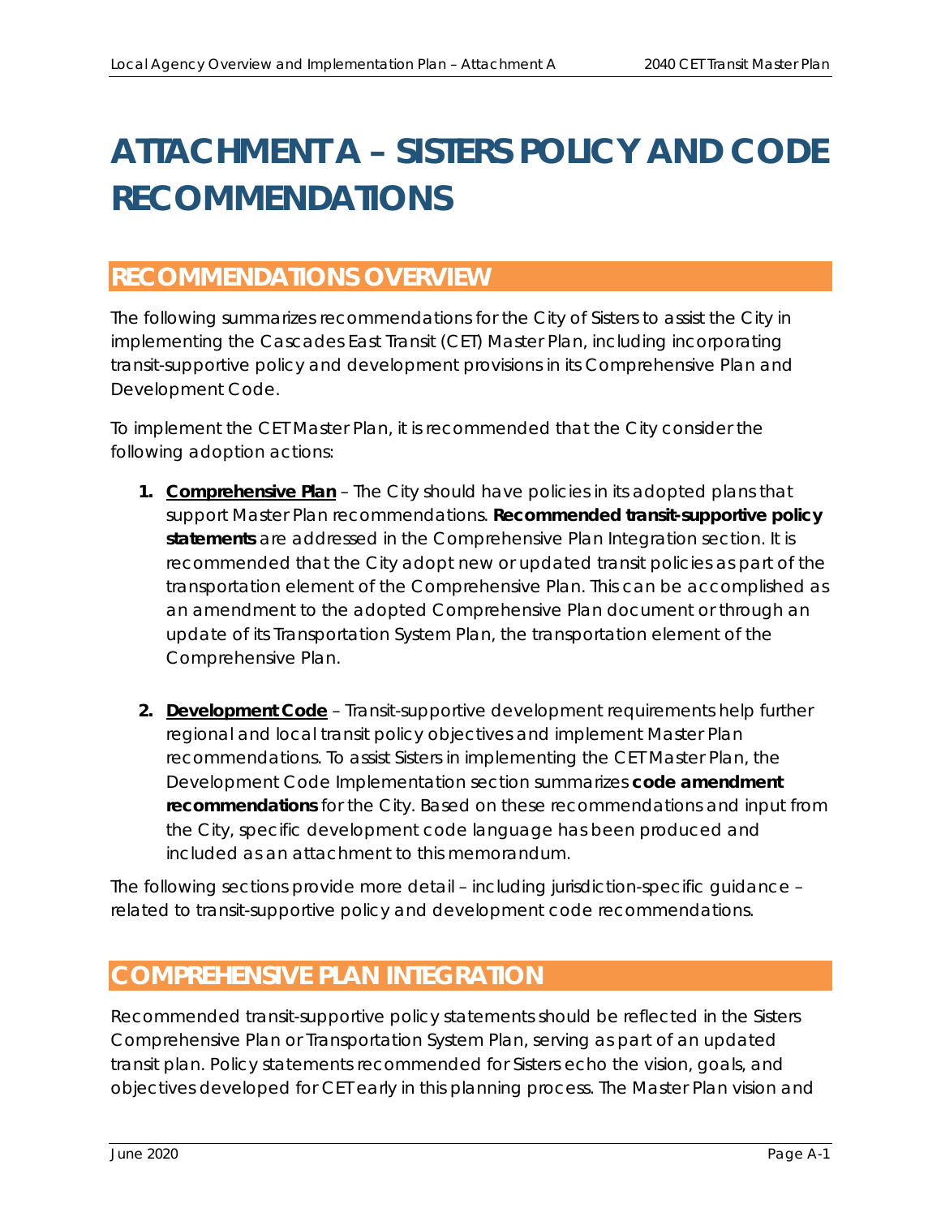# ATTACHMENT A – SISTERS POLICY AND CODE RECOMMENDATIONS

## RECOMMENDATIONS OVERVIEW

The following summarizes recommendations for the City of Sisters to assist the City in implementing the Cascades East Transit (CET) Master Plan, including incorporating transit-supportive policy and development provisions in its Comprehensive Plan and Development Code.

To implement the CET Master Plan, it is recommended that the City consider the following adoption actions:

1. **Comprehensive Plan** – The City should have policies in its adopted plans that support Master Plan recommendations. **Recommended transit-supportive policy statements** are addressed in the Comprehensive Plan Integration section. It is recommended that the City adopt new or updated transit policies as part of the transportation element of the Comprehensive Plan. This can be accomplished as an amendment to the adopted Comprehensive Plan document or through an update of its Transportation System Plan, the transportation element of the Comprehensive Plan.

2. **Development Code** – Transit-supportive development requirements help further regional and local transit policy objectives and implement Master Plan recommendations. To assist Sisters in implementing the CET Master Plan, the Development Code Implementation section summarizes **code amendment recommendations** for the City. Based on these recommendations and input from the City, specific development code language has been produced and included as an attachment to this memorandum.

The following sections provide more detail – including jurisdiction-specific guidance – related to transit-supportive policy and development code recommendations.

## COMPREHENSIVE PLAN INTEGRATION

Recommended transit-supportive policy statements should be reflected in the Sisters Comprehensive Plan or Transportation System Plan, serving as part of an updated transit plan. Policy statements recommended for Sisters echo the vision, goals, and objectives developed for CET early in this planning process. The Master Plan vision and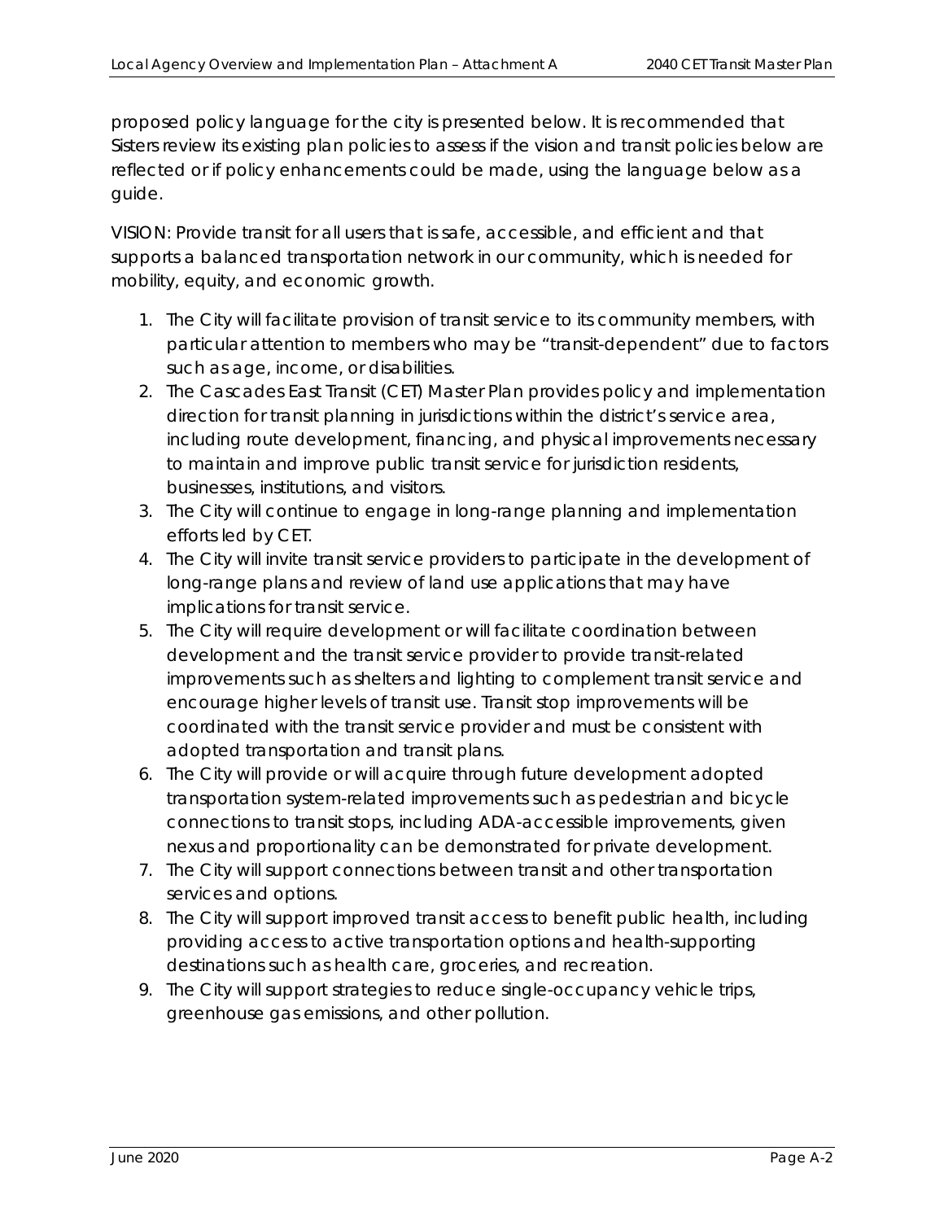proposed policy language for the city is presented below. It is recommended that Sisters review its existing plan policies to assess if the vision and transit policies below are reflected or if policy enhancements could be made, using the language below as a guide.

*VISION: Provide transit for all users that is safe, accessible, and efficient and that supports a balanced transportation network in our community, which is needed for mobility, equity, and economic growth.*

1. *The City will facilitate provision of transit service to its community members, with particular attention to members who may be "transit-dependent" due to factors such as age, income, or disabilities.*
2. *The Cascades East Transit (CET) Master Plan provides policy and implementation direction for transit planning in jurisdictions within the district's service area, including route development, financing, and physical improvements necessary to maintain and improve public transit service for jurisdiction residents, businesses, institutions, and visitors.*
3. *The City will continue to engage in long-range planning and implementation efforts led by CET.*
4. *The City will invite transit service providers to participate in the development of long-range plans and review of land use applications that may have implications for transit service.*
5. *The City will require development or will facilitate coordination between development and the transit service provider to provide transit-related improvements such as shelters and lighting to complement transit service and encourage higher levels of transit use. Transit stop improvements will be coordinated with the transit service provider and must be consistent with adopted transportation and transit plans.*
6. *The City will provide or will acquire through future development adopted transportation system-related improvements such as pedestrian and bicycle connections to transit stops, including ADA-accessible improvements, given nexus and proportionality can be demonstrated for private development.*
7. *The City will support connections between transit and other transportation services and options.*
8. *The City will support improved transit access to benefit public health, including providing access to active transportation options and health-supporting destinations such as health care, groceries, and recreation.*
9. *The City will support strategies to reduce single-occupancy vehicle trips, greenhouse gas emissions, and other pollution.*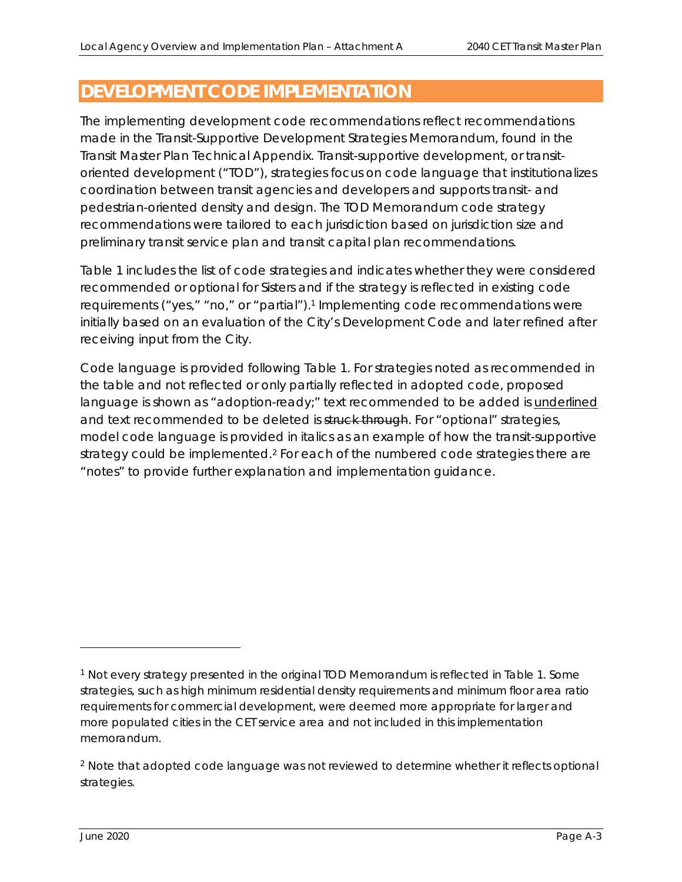## DEVELOPMENT CODE IMPLEMENTATION

The implementing development code recommendations reflect recommendations made in the Transit-Supportive Development Strategies Memorandum, found in the Transit Master Plan Technical Appendix. Transit-supportive development, or transit-oriented development ("TOD"), strategies focus on code language that institutionalizes coordination between transit agencies and developers and supports transit- and pedestrian-oriented density and design. The TOD Memorandum code strategy recommendations were tailored to each jurisdiction based on jurisdiction size and preliminary transit service plan and transit capital plan recommendations.

Table 1 includes the list of code strategies and indicates whether they were considered recommended or optional for Sisters and if the strategy is reflected in existing code requirements ("yes," "no," or "partial").[1] Implementing code recommendations were initially based on an evaluation of the City's Development Code and later refined after receiving input from the City.

Code language is provided following Table 1. For strategies noted as recommended in the table and not reflected or only partially reflected in adopted code, proposed language is shown as "adoption-ready;" text recommended to be added is <u>underlined</u> and text recommended to be deleted is ~~struck through~~. For "optional" strategies, model code language is provided in italics as an example of how the transit-supportive strategy could be implemented.[2] For each of the numbered code strategies there are "notes" to provide further explanation and implementation guidance.

---

[1] Not every strategy presented in the original TOD Memorandum is reflected in Table 1. Some strategies, such as high minimum residential density requirements and minimum floor area ratio requirements for commercial development, were deemed more appropriate for larger and more populated cities in the CET service area and not included in this implementation memorandum.

[2] Note that adopted code language was not reviewed to determine whether it reflects optional strategies.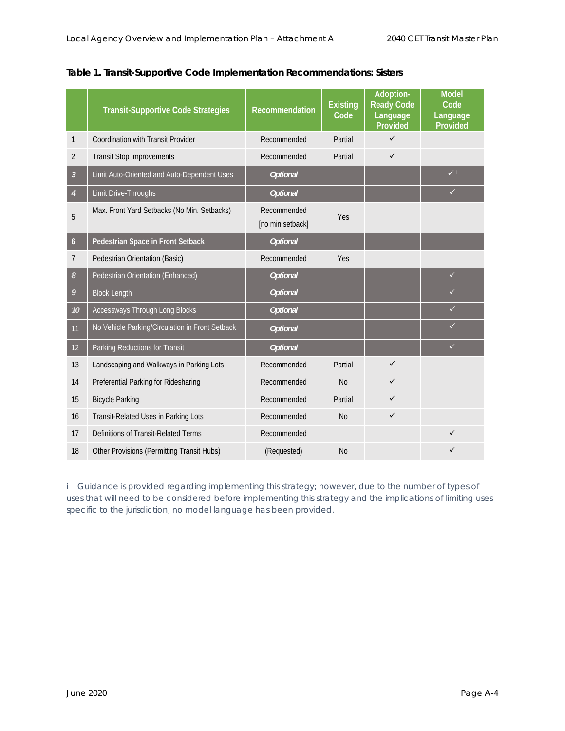**Table 1. Transit-Supportive Code Implementation Recommendations: Sisters**

| | Transit-Supportive Code Strategies | Recommendation | Existing Code | Adoption-Ready Code Language Provided | Model Code Language Provided |
|---|---|---|---|---|---|
| 1 | Coordination with Transit Provider | Recommended | Partial | ✓ | |
| 2 | Transit Stop Improvements | Recommended | Partial | ✓ | |
| *3* | Limit Auto-Oriented and Auto-Dependent Uses | *Optional* | | | ✓ [i] |
| *4* | Limit Drive-Throughs | *Optional* | | | ✓ |
| 5 | Max. Front Yard Setbacks (No Min. Setbacks) | Recommended [no min setback] | Yes | | |
| 6 | **Pedestrian Space in Front Setback** | *Optional* | | | |
| 7 | Pedestrian Orientation (Basic) | Recommended | Yes | | |
| *8* | Pedestrian Orientation (Enhanced) | *Optional* | | | ✓ |
| *9* | Block Length | *Optional* | | | ✓ |
| *10* | Accessways Through Long Blocks | *Optional* | | | ✓ |
| 11 | No Vehicle Parking/Circulation in Front Setback | *Optional* | | | ✓ |
| 12 | Parking Reductions for Transit | *Optional* | | | ✓ |
| 13 | Landscaping and Walkways in Parking Lots | Recommended | Partial | ✓ | |
| 14 | Preferential Parking for Ridesharing | Recommended | No | ✓ | |
| 15 | Bicycle Parking | Recommended | Partial | ✓ | |
| 16 | Transit-Related Uses in Parking Lots | Recommended | No | ✓ | |
| 17 | Definitions of Transit-Related Terms | Recommended | | | ✓ |
| 18 | Other Provisions (Permitting Transit Hubs) | (Requested) | No | | ✓ |

i Guidance is provided regarding implementing this strategy; however, due to the number of types of uses that will need to be considered before implementing this strategy and the implications of limiting uses specific to the jurisdiction, no model language has been provided.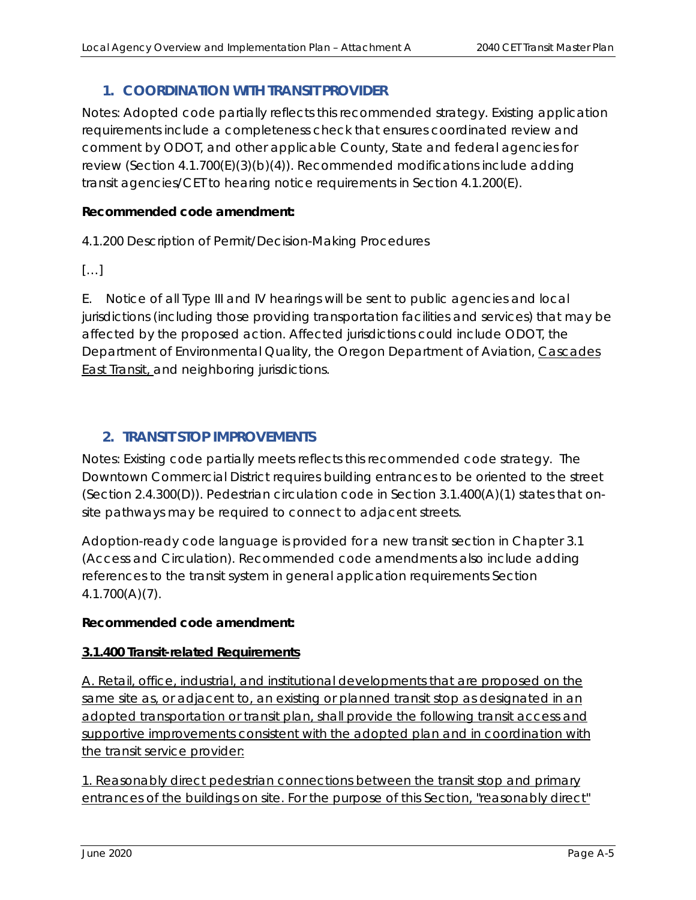## 1. COORDINATION WITH TRANSIT PROVIDER

Notes: Adopted code partially reflects this recommended strategy. Existing application requirements include a completeness check that ensures coordinated review and comment by ODOT, and other applicable County, State and federal agencies for review (Section 4.1.700(E)(3)(b)(4)). Recommended modifications include adding transit agencies/CET to hearing notice requirements in Section 4.1.200(E).

**Recommended code amendment:**

4.1.200 Description of Permit/Decision-Making Procedures

[…]

E. Notice of all Type III and IV hearings will be sent to public agencies and local jurisdictions (including those providing transportation facilities and services) that may be affected by the proposed action. Affected jurisdictions could include ODOT, the Department of Environmental Quality, the Oregon Department of Aviation, <u>Cascades East Transit,</u> and neighboring jurisdictions.

## 2. TRANSIT STOP IMPROVEMENTS

Notes: Existing code partially meets reflects this recommended code strategy. The Downtown Commercial District requires building entrances to be oriented to the street (Section 2.4.300(D)). Pedestrian circulation code in Section 3.1.400(A)(1) states that on-site pathways may be required to connect to adjacent streets.

Adoption-ready code language is provided for a new transit section in Chapter 3.1 (Access and Circulation). Recommended code amendments also include adding references to the transit system in general application requirements Section 4.1.700(A)(7).

**Recommended code amendment:**

<u>**3.1.400 Transit-related Requirements**</u>

<u>A. Retail, office, industrial, and institutional developments that are proposed on the same site as, or adjacent to, an existing or planned transit stop as designated in an adopted transportation or transit plan, shall provide the following transit access and supportive improvements consistent with the adopted plan and in coordination with the transit service provider:</u>

<u>1. Reasonably direct pedestrian connections between the transit stop and primary entrances of the buildings on site. For the purpose of this Section, "reasonably direct"</u>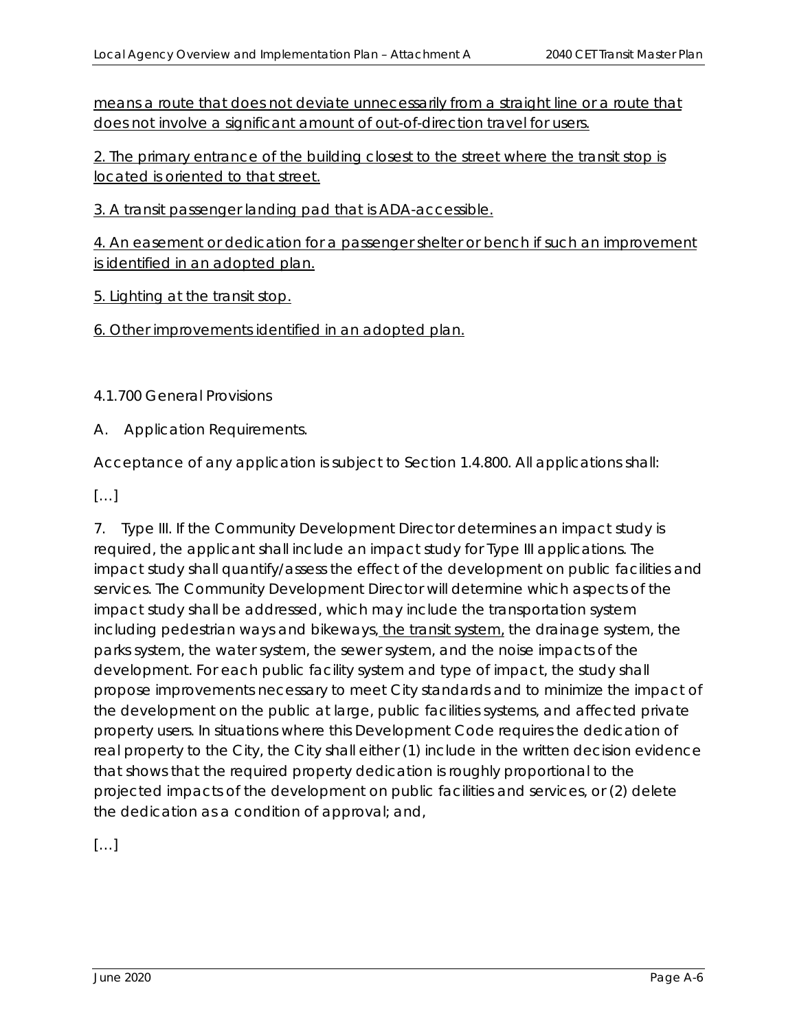<u>means a route that does not deviate unnecessarily from a straight line or a route that does not involve a significant amount of out-of-direction travel for users.</u>

<u>2. The primary entrance of the building closest to the street where the transit stop is located is oriented to that street.</u>

<u>3. A transit passenger landing pad that is ADA-accessible.</u>

<u>4. An easement or dedication for a passenger shelter or bench if such an improvement is identified in an adopted plan.</u>

<u>5. Lighting at the transit stop.</u>

<u>6. Other improvements identified in an adopted plan.</u>

4.1.700 General Provisions

A. Application Requirements.

Acceptance of any application is subject to Section 1.4.800. All applications shall:

[…]

7. Type III. If the Community Development Director determines an impact study is required, the applicant shall include an impact study for Type III applications. The impact study shall quantify/assess the effect of the development on public facilities and services. The Community Development Director will determine which aspects of the impact study shall be addressed, which may include the transportation system including pedestrian ways and bikeways<u>, the transit system,</u> the drainage system, the parks system, the water system, the sewer system, and the noise impacts of the development. For each public facility system and type of impact, the study shall propose improvements necessary to meet City standards and to minimize the impact of the development on the public at large, public facilities systems, and affected private property users. In situations where this Development Code requires the dedication of real property to the City, the City shall either (1) include in the written decision evidence that shows that the required property dedication is roughly proportional to the projected impacts of the development on public facilities and services, or (2) delete the dedication as a condition of approval; and,

[…]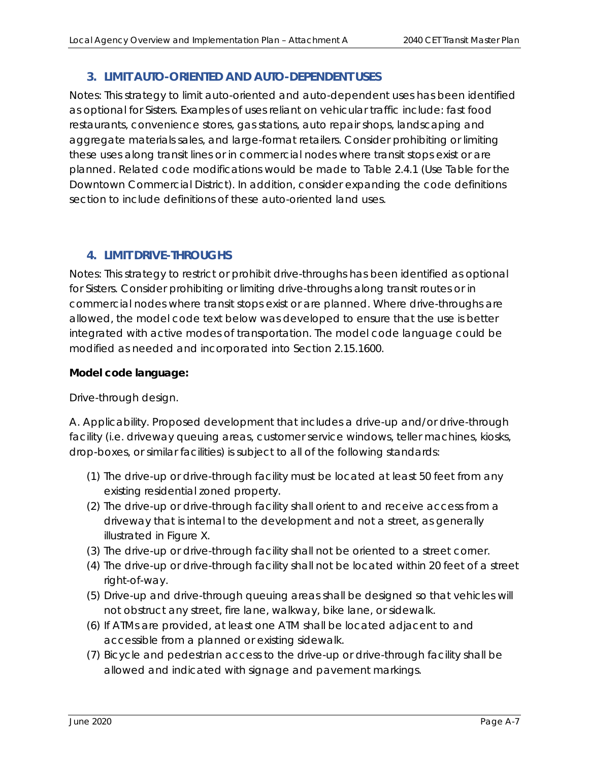## 3. LIMIT AUTO-ORIENTED AND AUTO-DEPENDENT USES

Notes: This strategy to limit auto-oriented and auto-dependent uses has been identified as optional for Sisters. Examples of uses reliant on vehicular traffic include: fast food restaurants, convenience stores, gas stations, auto repair shops, landscaping and aggregate materials sales, and large-format retailers. Consider prohibiting or limiting these uses along transit lines or in commercial nodes where transit stops exist or are planned. Related code modifications would be made to Table 2.4.1 (Use Table for the Downtown Commercial District). In addition, consider expanding the code definitions section to include definitions of these auto-oriented land uses.

## 4. LIMIT DRIVE-THROUGHS

Notes: This strategy to restrict or prohibit drive-throughs has been identified as optional for Sisters. Consider prohibiting or limiting drive-throughs along transit routes or in commercial nodes where transit stops exist or are planned. Where drive-throughs are allowed, the model code text below was developed to ensure that the use is better integrated with active modes of transportation. The model code language could be modified as needed and incorporated into Section 2.15.1600.

**Model code language:**

Drive-through design.

A. Applicability. Proposed development that includes a drive-up and/or drive-through facility (i.e. driveway queuing areas, customer service windows, teller machines, kiosks, drop-boxes, or similar facilities) is subject to all of the following standards:

(1) The drive-up or drive-through facility must be located at least 50 feet from any existing residential zoned property.
(2) The drive-up or drive-through facility shall orient to and receive access from a driveway that is internal to the development and not a street, as generally illustrated in Figure X.
(3) The drive-up or drive-through facility shall not be oriented to a street corner.
(4) The drive-up or drive-through facility shall not be located within 20 feet of a street right-of-way.
(5) Drive-up and drive-through queuing areas shall be designed so that vehicles will not obstruct any street, fire lane, walkway, bike lane, or sidewalk.
(6) If ATMs are provided, at least one ATM shall be located adjacent to and accessible from a planned or existing sidewalk.
(7) Bicycle and pedestrian access to the drive-up or drive-through facility shall be allowed and indicated with signage and pavement markings.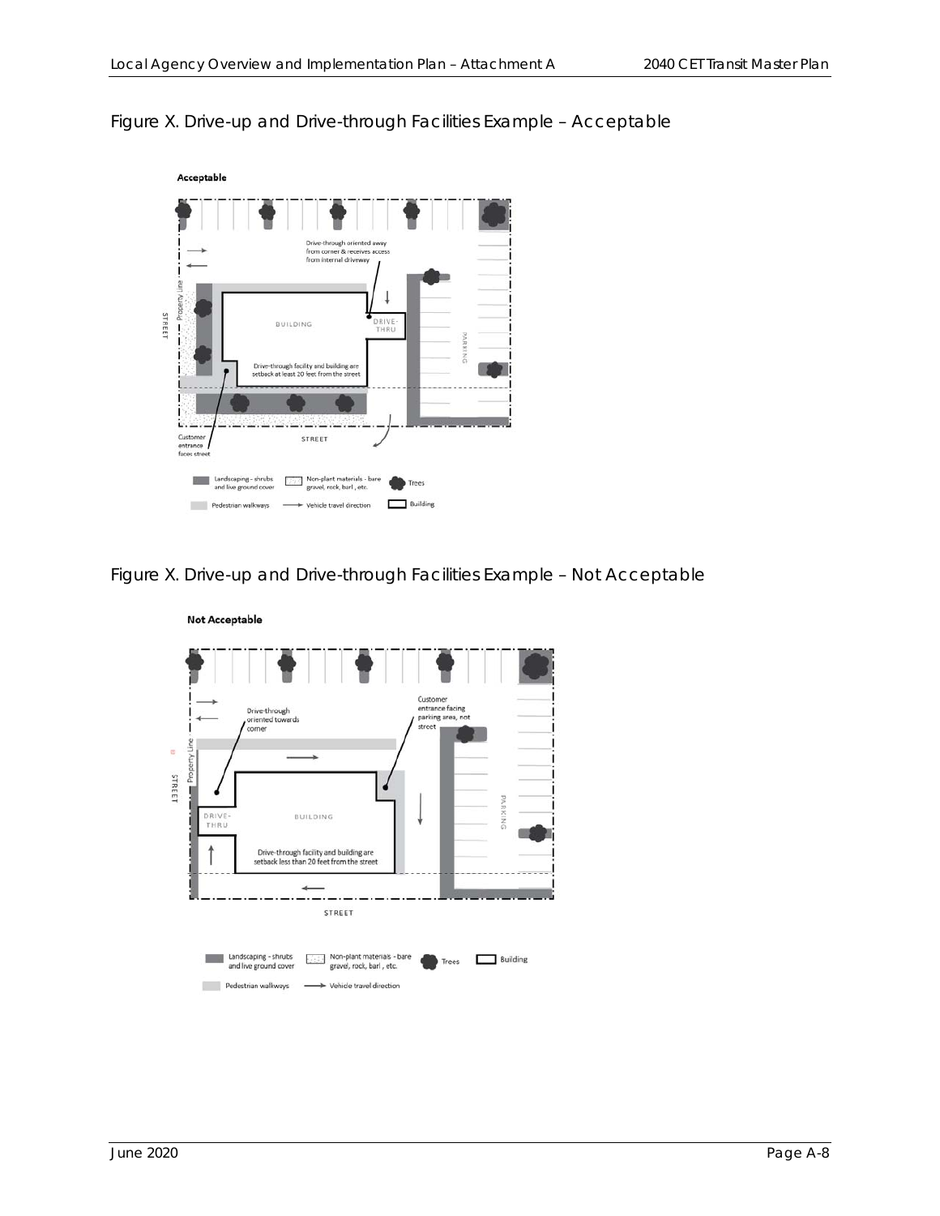Figure X. Drive-up and Drive-through Facilities Example – Acceptable

**Acceptable**

Drive-through oriented away from corner & receives access from internal driveway

Property Line

STREET

BUILDING

DRIVE-THRU

PARKING

Drive-through facility and building are setback at least 20 feet from the street

Customer entrance faces street

STREET

Landscaping - shrubs and live ground cover | Non-plant materials - bare gravel, rock, bark, etc. | Trees

Pedestrian walkways | Vehicle travel direction | Building

Figure X. Drive-up and Drive-through Facilities Example – Not Acceptable

**Not Acceptable**

Drive-through oriented towards corner

Customer entrance facing parking area, not street

Property Line

STREET

DRIVE-THRU

BUILDING

PARKING

Drive-through facility and building are setback less than 20 feet from the street

STREET

Landscaping - shrubs and live ground cover | Non-plant materials - bare gravel, rock, bark, etc. | Trees | Building

Pedestrian walkways | Vehicle travel direction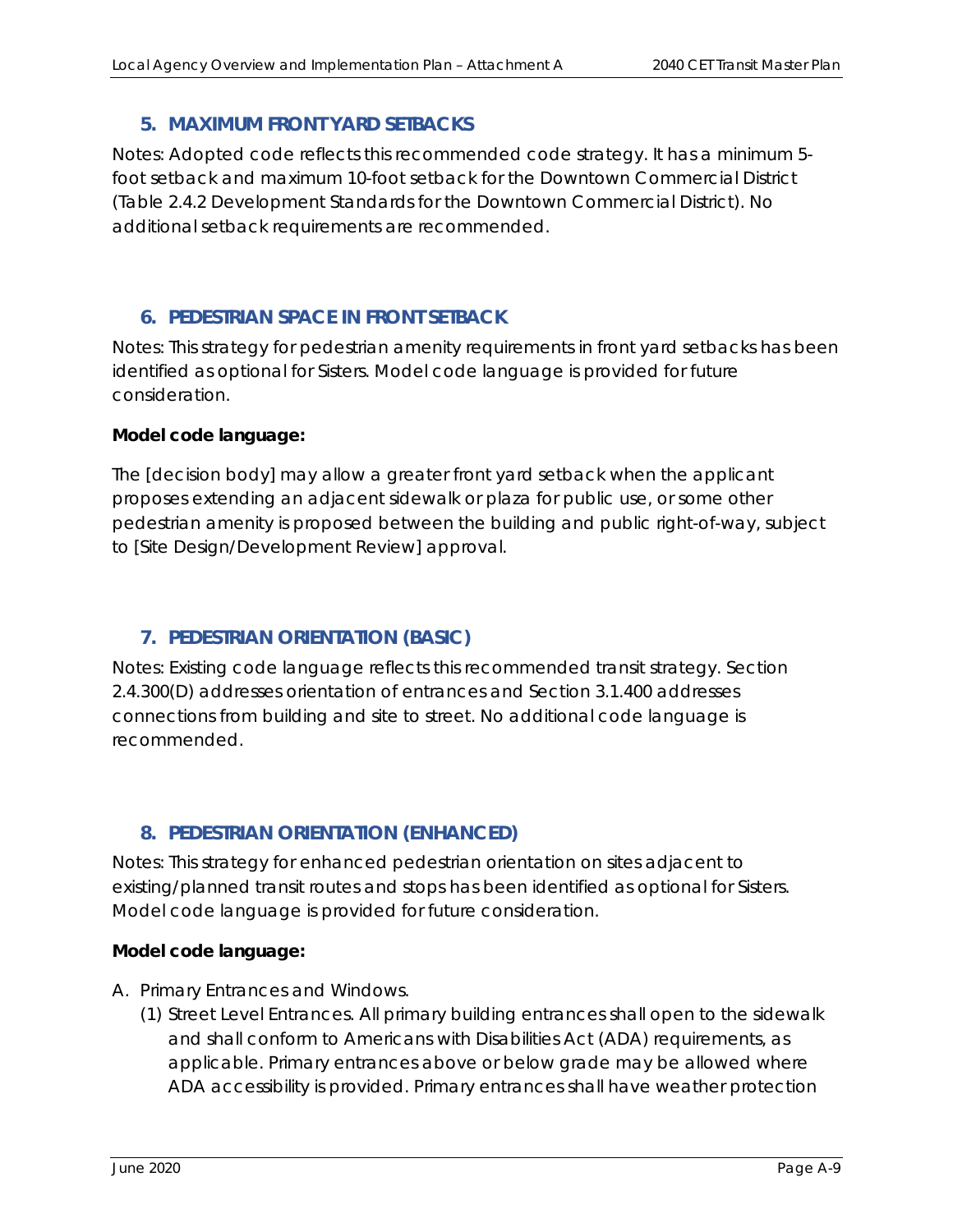## 5. MAXIMUM FRONT YARD SETBACKS

Notes: Adopted code reflects this recommended code strategy. It has a minimum 5-foot setback and maximum 10-foot setback for the Downtown Commercial District (Table 2.4.2 Development Standards for the Downtown Commercial District). No additional setback requirements are recommended.

## 6. PEDESTRIAN SPACE IN FRONT SETBACK

Notes: This strategy for pedestrian amenity requirements in front yard setbacks has been identified as optional for Sisters. Model code language is provided for future consideration.

**Model code language:**

The [decision body] may allow a greater front yard setback when the applicant proposes extending an adjacent sidewalk or plaza for public use, or some other pedestrian amenity is proposed between the building and public right-of-way, subject to [Site Design/Development Review] approval.

## 7. PEDESTRIAN ORIENTATION (BASIC)

Notes: Existing code language reflects this recommended transit strategy. Section 2.4.300(D) addresses orientation of entrances and Section 3.1.400 addresses connections from building and site to street. No additional code language is recommended.

## 8. PEDESTRIAN ORIENTATION (ENHANCED)

Notes: This strategy for enhanced pedestrian orientation on sites adjacent to existing/planned transit routes and stops has been identified as optional for Sisters. Model code language is provided for future consideration.

**Model code language:**

A. Primary Entrances and Windows.
   (1) Street Level Entrances. All primary building entrances shall open to the sidewalk and shall conform to Americans with Disabilities Act (ADA) requirements, as applicable. Primary entrances above or below grade may be allowed where ADA accessibility is provided. Primary entrances shall have weather protection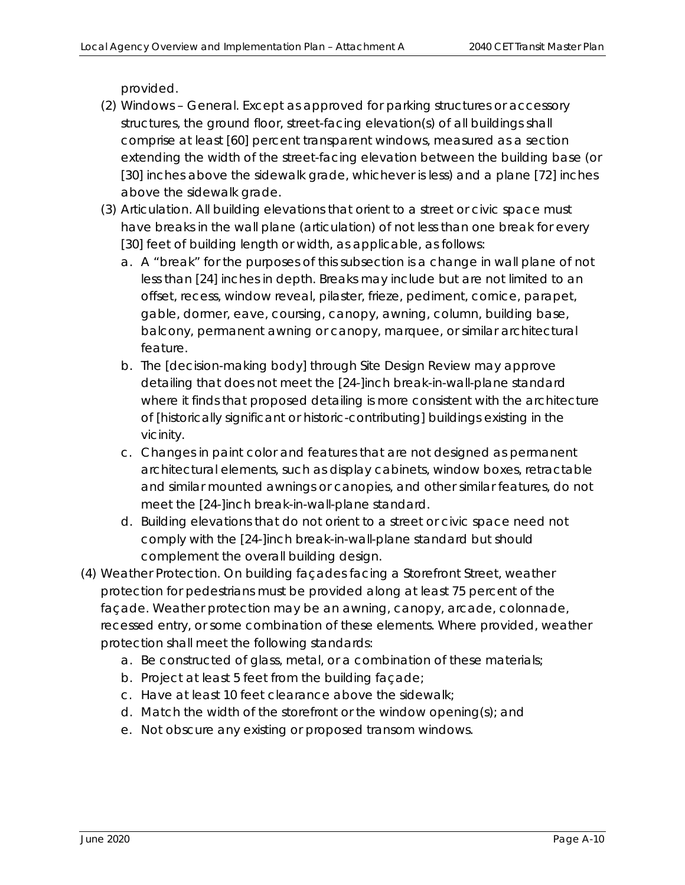provided.

(2) Windows – General. Except as approved for parking structures or accessory structures, the ground floor, street-facing elevation(s) of all buildings shall comprise at least [60] percent transparent windows, measured as a section extending the width of the street-facing elevation between the building base (or [30] inches above the sidewalk grade, whichever is less) and a plane [72] inches above the sidewalk grade.

(3) Articulation. All building elevations that orient to a street or civic space must have breaks in the wall plane (articulation) of not less than one break for every [30] feet of building length or width, as applicable, as follows:

  a. A "break" for the purposes of this subsection is a change in wall plane of not less than [24] inches in depth. Breaks may include but are not limited to an offset, recess, window reveal, pilaster, frieze, pediment, cornice, parapet, gable, dormer, eave, coursing, canopy, awning, column, building base, balcony, permanent awning or canopy, marquee, or similar architectural feature.

  b. The [decision-making body] through Site Design Review may approve detailing that does not meet the [24-]inch break-in-wall-plane standard where it finds that proposed detailing is more consistent with the architecture of [historically significant or historic-contributing] buildings existing in the vicinity.

  c. Changes in paint color and features that are not designed as permanent architectural elements, such as display cabinets, window boxes, retractable and similar mounted awnings or canopies, and other similar features, do not meet the [24-]inch break-in-wall-plane standard.

  d. Building elevations that do not orient to a street or civic space need not comply with the [24-]inch break-in-wall-plane standard but should complement the overall building design.

(4) Weather Protection. On building façades facing a Storefront Street, weather protection for pedestrians must be provided along at least 75 percent of the façade. Weather protection may be an awning, canopy, arcade, colonnade, recessed entry, or some combination of these elements. Where provided, weather protection shall meet the following standards:

  a. Be constructed of glass, metal, or a combination of these materials;

  b. Project at least 5 feet from the building façade;

  c. Have at least 10 feet clearance above the sidewalk;

  d. Match the width of the storefront or the window opening(s); and

  e. Not obscure any existing or proposed transom windows.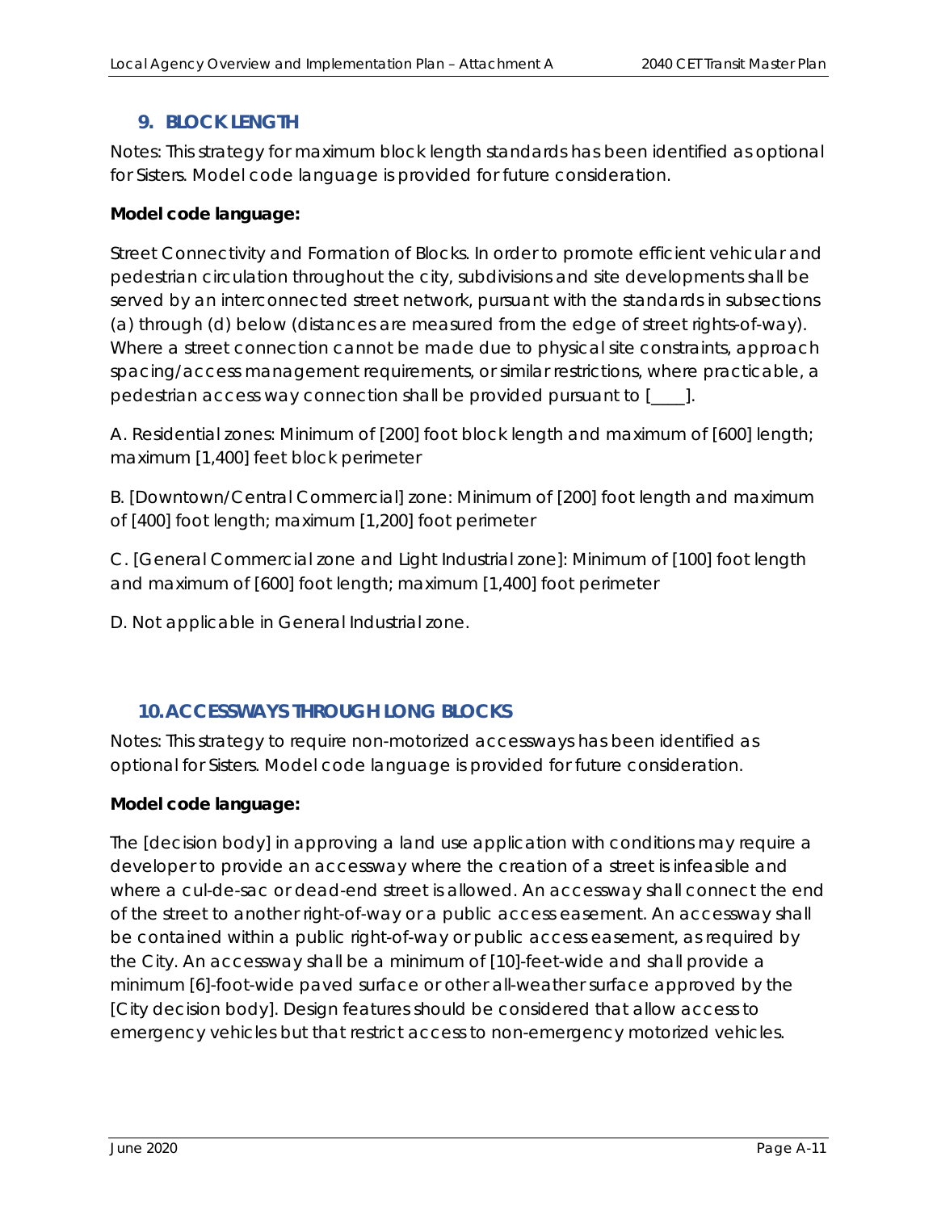## 9. BLOCK LENGTH

Notes: This strategy for maximum block length standards has been identified as optional for Sisters. Model code language is provided for future consideration.

**Model code language:**

Street Connectivity and Formation of Blocks. In order to promote efficient vehicular and pedestrian circulation throughout the city, subdivisions and site developments shall be served by an interconnected street network, pursuant with the standards in subsections (a) through (d) below (distances are measured from the edge of street rights-of-way). Where a street connection cannot be made due to physical site constraints, approach spacing/access management requirements, or similar restrictions, where practicable, a pedestrian access way connection shall be provided pursuant to [____].

A. Residential zones: Minimum of [200] foot block length and maximum of [600] length; maximum [1,400] feet block perimeter

B. [Downtown/Central Commercial] zone: Minimum of [200] foot length and maximum of [400] foot length; maximum [1,200] foot perimeter

C. [General Commercial zone and Light Industrial zone]: Minimum of [100] foot length and maximum of [600] foot length; maximum [1,400] foot perimeter

D. Not applicable in General Industrial zone.

## 10. ACCESSWAYS THROUGH LONG BLOCKS

Notes: This strategy to require non-motorized accessways has been identified as optional for Sisters. Model code language is provided for future consideration.

**Model code language:**

The [decision body] in approving a land use application with conditions may require a developer to provide an accessway where the creation of a street is infeasible and where a cul-de-sac or dead-end street is allowed. An accessway shall connect the end of the street to another right-of-way or a public access easement. An accessway shall be contained within a public right-of-way or public access easement, as required by the City. An accessway shall be a minimum of [10]-feet-wide and shall provide a minimum [6]-foot-wide paved surface or other all-weather surface approved by the [City decision body]. Design features should be considered that allow access to emergency vehicles but that restrict access to non-emergency motorized vehicles.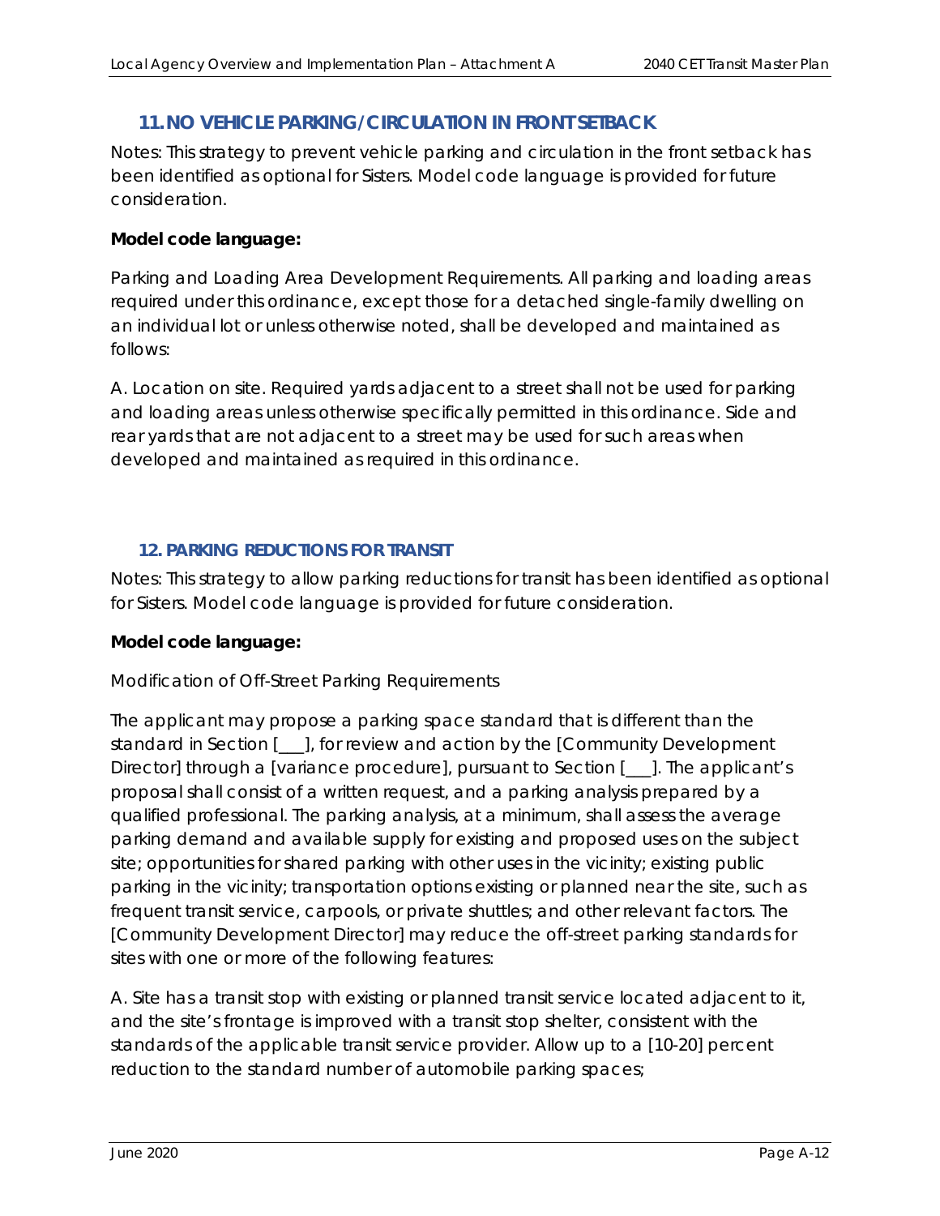### 11. NO VEHICLE PARKING/CIRCULATION IN FRONT SETBACK

Notes: This strategy to prevent vehicle parking and circulation in the front setback has been identified as optional for Sisters. Model code language is provided for future consideration.

**Model code language:**

Parking and Loading Area Development Requirements. All parking and loading areas required under this ordinance, except those for a detached single-family dwelling on an individual lot or unless otherwise noted, shall be developed and maintained as follows:

A. Location on site. Required yards adjacent to a street shall not be used for parking and loading areas unless otherwise specifically permitted in this ordinance. Side and rear yards that are not adjacent to a street may be used for such areas when developed and maintained as required in this ordinance.

### 12. PARKING REDUCTIONS FOR TRANSIT

Notes: This strategy to allow parking reductions for transit has been identified as optional for Sisters. Model code language is provided for future consideration.

**Model code language:**

Modification of Off-Street Parking Requirements

The applicant may propose a parking space standard that is different than the standard in Section [___], for review and action by the [Community Development Director] through a [variance procedure], pursuant to Section [___]. The applicant's proposal shall consist of a written request, and a parking analysis prepared by a qualified professional. The parking analysis, at a minimum, shall assess the average parking demand and available supply for existing and proposed uses on the subject site; opportunities for shared parking with other uses in the vicinity; existing public parking in the vicinity; transportation options existing or planned near the site, such as frequent transit service, carpools, or private shuttles; and other relevant factors. The [Community Development Director] may reduce the off-street parking standards for sites with one or more of the following features:

A. Site has a transit stop with existing or planned transit service located adjacent to it, and the site's frontage is improved with a transit stop shelter, consistent with the standards of the applicable transit service provider. Allow up to a [10-20] percent reduction to the standard number of automobile parking spaces;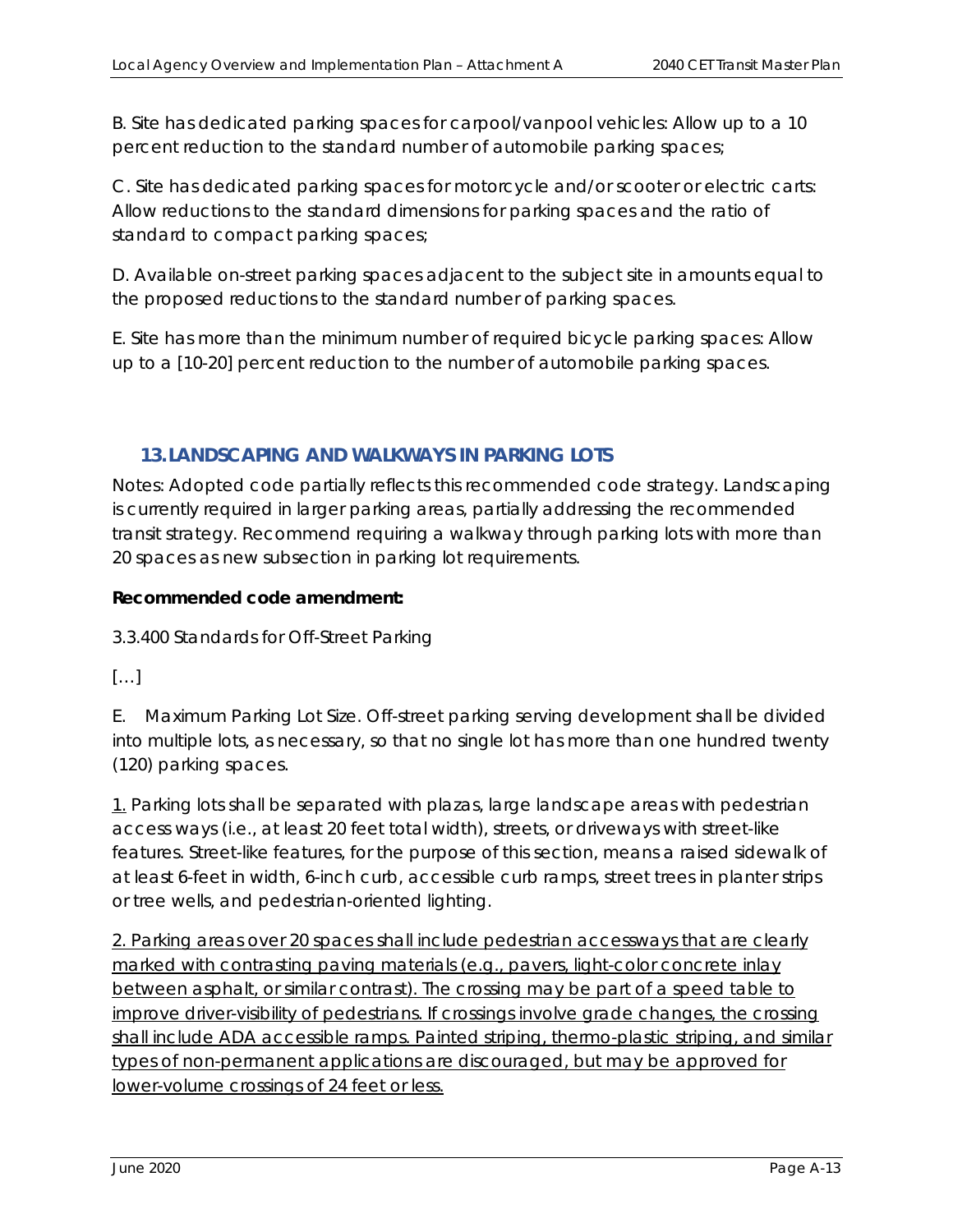B. Site has dedicated parking spaces for carpool/vanpool vehicles: Allow up to a 10 percent reduction to the standard number of automobile parking spaces;

C. Site has dedicated parking spaces for motorcycle and/or scooter or electric carts: Allow reductions to the standard dimensions for parking spaces and the ratio of standard to compact parking spaces;

D. Available on-street parking spaces adjacent to the subject site in amounts equal to the proposed reductions to the standard number of parking spaces.

E. Site has more than the minimum number of required bicycle parking spaces: Allow up to a [10-20] percent reduction to the number of automobile parking spaces.

## 13. LANDSCAPING AND WALKWAYS IN PARKING LOTS

*Notes:* Adopted code partially reflects this recommended code strategy. Landscaping is currently required in larger parking areas, partially addressing the recommended transit strategy. Recommend requiring a walkway through parking lots with more than 20 spaces as new subsection in parking lot requirements.

**Recommended code amendment:**

3.3.400 Standards for Off-Street Parking

[…]

E. Maximum Parking Lot Size. Off-street parking serving development shall be divided into multiple lots, as necessary, so that no single lot has more than one hundred twenty (120) parking spaces.

<u>1.</u> Parking lots shall be separated with plazas, large landscape areas with pedestrian access ways (i.e., at least 20 feet total width), streets, or driveways with street-like features. Street-like features, for the purpose of this section, means a raised sidewalk of at least 6-feet in width, 6-inch curb, accessible curb ramps, street trees in planter strips or tree wells, and pedestrian-oriented lighting.

<u>2. Parking areas over 20 spaces shall include pedestrian accessways that are clearly marked with contrasting paving materials (e.g., pavers, light-color concrete inlay between asphalt, or similar contrast). The crossing may be part of a speed table to improve driver-visibility of pedestrians. If crossings involve grade changes, the crossing shall include ADA accessible ramps. Painted striping, thermo-plastic striping, and similar types of non-permanent applications are discouraged, but may be approved for lower-volume crossings of 24 feet or less.</u>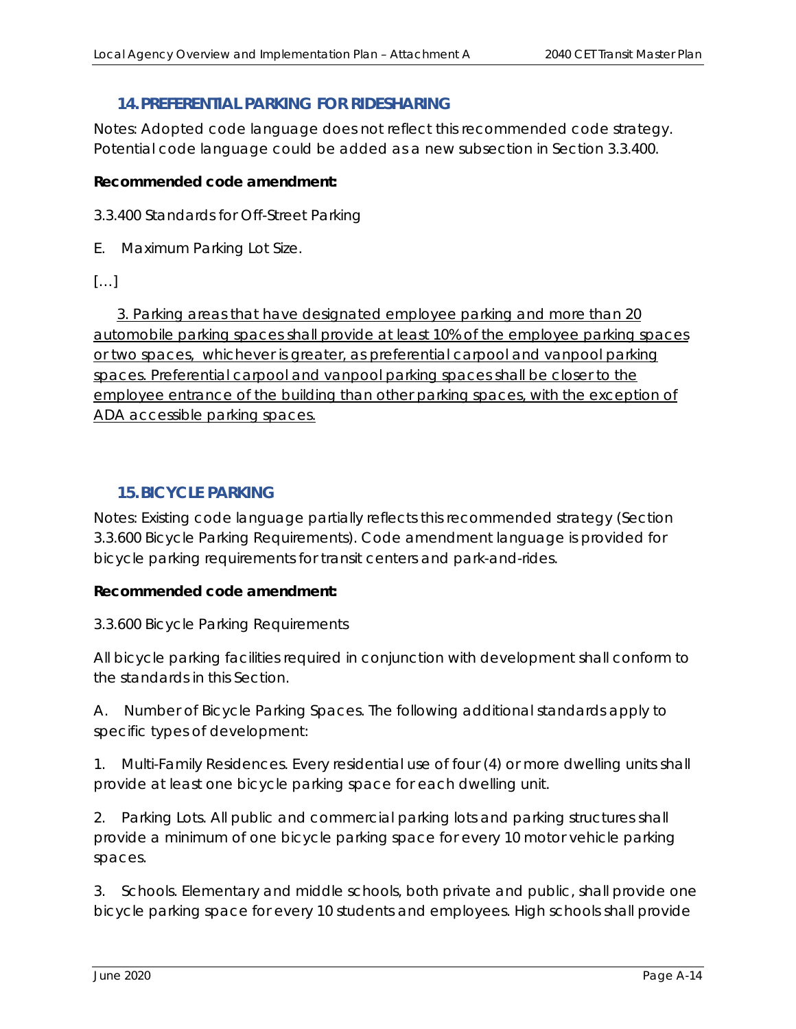## 14. PREFERENTIAL PARKING FOR RIDESHARING

Notes: Adopted code language does not reflect this recommended code strategy. Potential code language could be added as a new subsection in Section 3.3.400.

**Recommended code amendment:**

3.3.400 Standards for Off-Street Parking

E. Maximum Parking Lot Size.

[…]

3. Parking areas that have designated employee parking and more than 20 automobile parking spaces shall provide at least 10% of the employee parking spaces or two spaces, whichever is greater, as preferential carpool and vanpool parking spaces. Preferential carpool and vanpool parking spaces shall be closer to the employee entrance of the building than other parking spaces, with the exception of ADA accessible parking spaces.

## 15. BICYCLE PARKING

Notes: Existing code language partially reflects this recommended strategy (Section 3.3.600 Bicycle Parking Requirements). Code amendment language is provided for bicycle parking requirements for transit centers and park-and-rides.

**Recommended code amendment:**

3.3.600 Bicycle Parking Requirements

All bicycle parking facilities required in conjunction with development shall conform to the standards in this Section.

A. Number of Bicycle Parking Spaces. The following additional standards apply to specific types of development:

1. Multi-Family Residences. Every residential use of four (4) or more dwelling units shall provide at least one bicycle parking space for each dwelling unit.

2. Parking Lots. All public and commercial parking lots and parking structures shall provide a minimum of one bicycle parking space for every 10 motor vehicle parking spaces.

3. Schools. Elementary and middle schools, both private and public, shall provide one bicycle parking space for every 10 students and employees. High schools shall provide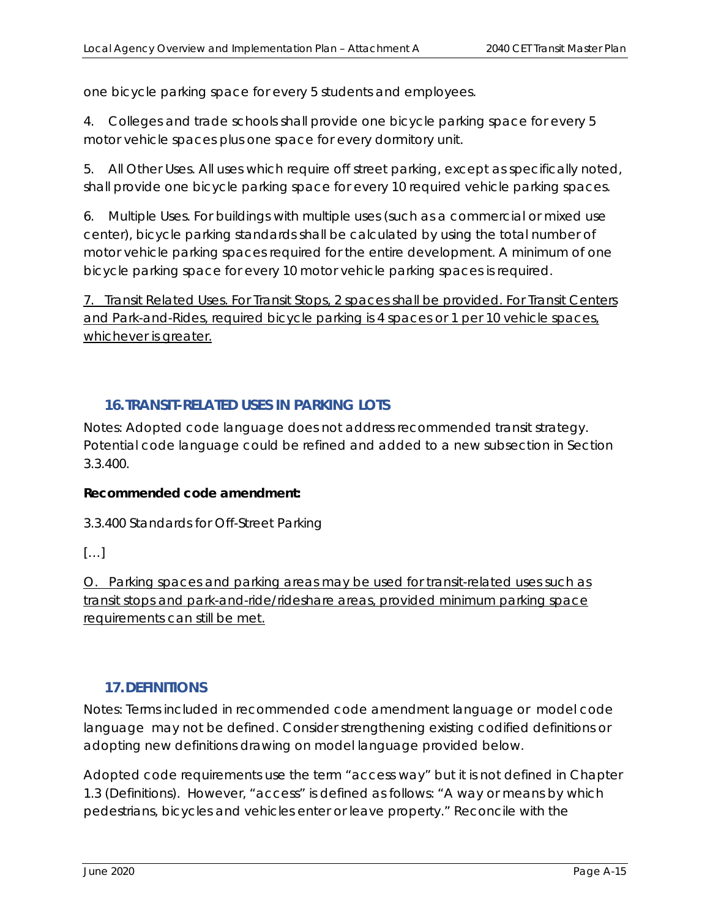one bicycle parking space for every 5 students and employees.

4. Colleges and trade schools shall provide one bicycle parking space for every 5 motor vehicle spaces plus one space for every dormitory unit.

5. All Other Uses. All uses which require off street parking, except as specifically noted, shall provide one bicycle parking space for every 10 required vehicle parking spaces.

6. Multiple Uses. For buildings with multiple uses (such as a commercial or mixed use center), bicycle parking standards shall be calculated by using the total number of motor vehicle parking spaces required for the entire development. A minimum of one bicycle parking space for every 10 motor vehicle parking spaces is required.

<u>7. Transit Related Uses. For Transit Stops, 2 spaces shall be provided. For Transit Centers and Park-and-Rides, required bicycle parking is 4 spaces or 1 per 10 vehicle spaces, whichever is greater.</u>

## 16. TRANSIT-RELATED USES IN PARKING LOTS

Notes: Adopted code language does not address recommended transit strategy. Potential code language could be refined and added to a new subsection in Section 3.3.400.

**Recommended code amendment:**

3.3.400 Standards for Off-Street Parking

[…]

<u>O. Parking spaces and parking areas may be used for transit-related uses such as transit stops and park-and-ride/rideshare areas, provided minimum parking space requirements can still be met.</u>

## 17. DEFINITIONS

Notes: Terms included in recommended code amendment language or model code language may not be defined. Consider strengthening existing codified definitions or adopting new definitions drawing on model language provided below.

Adopted code requirements use the term "access way" but it is not defined in Chapter 1.3 (Definitions). However, "access" is defined as follows: "A way or means by which pedestrians, bicycles and vehicles enter or leave property." Reconcile with the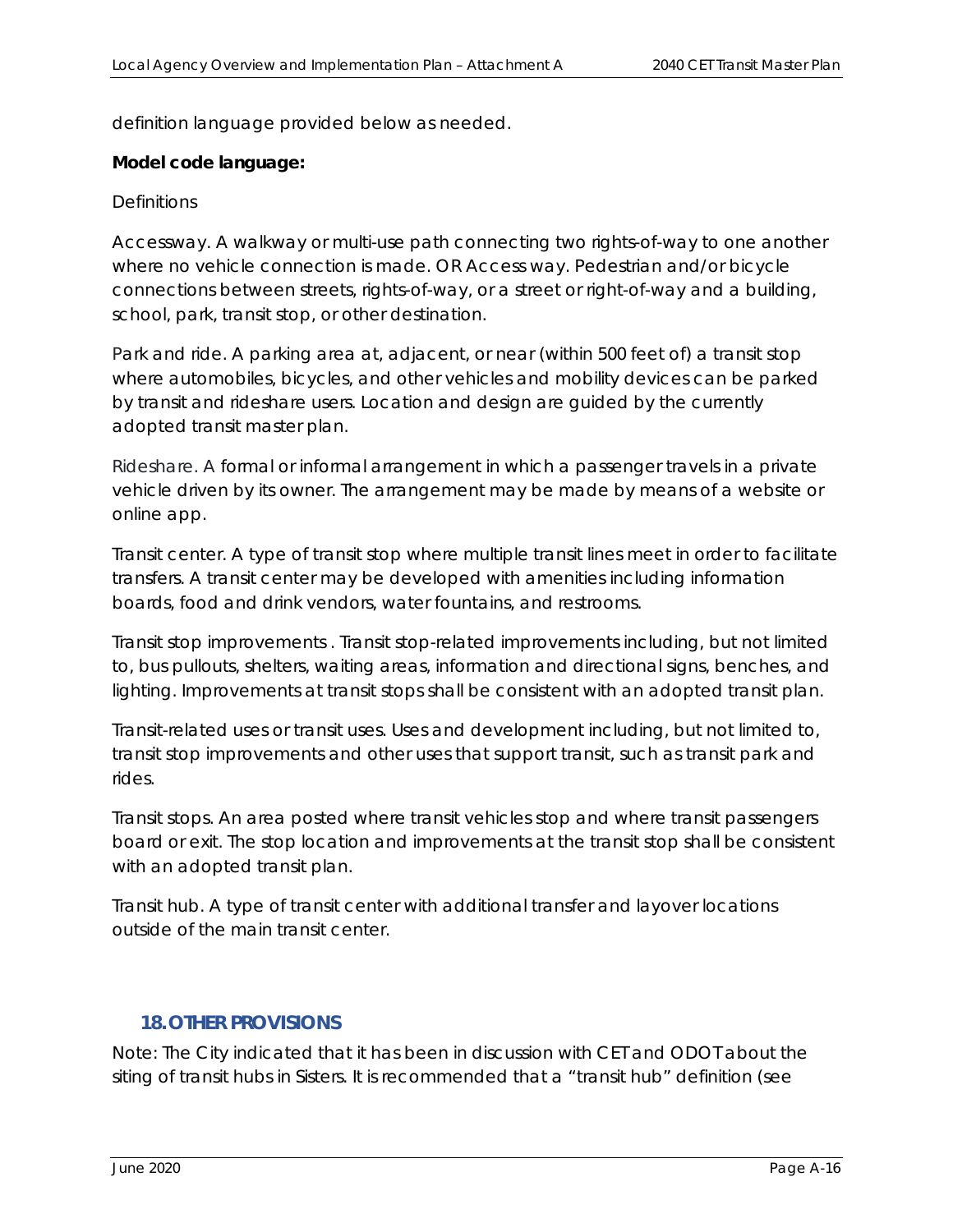definition language provided below as needed.

**Model code language:**

Definitions

Accessway. A walkway or multi-use path connecting two rights-of-way to one another where no vehicle connection is made. OR Access way. Pedestrian and/or bicycle connections between streets, rights-of-way, or a street or right-of-way and a building, school, park, transit stop, or other destination.

Park and ride. A parking area at, adjacent, or near (within 500 feet of) a transit stop where automobiles, bicycles, and other vehicles and mobility devices can be parked by transit and rideshare users. Location and design are guided by the currently adopted transit master plan.

Rideshare. A formal or informal arrangement in which a passenger travels in a private vehicle driven by its owner. The arrangement may be made by means of a website or online app.

Transit center. A type of transit stop where multiple transit lines meet in order to facilitate transfers. A transit center may be developed with amenities including information boards, food and drink vendors, water fountains, and restrooms.

Transit stop improvements . Transit stop-related improvements including, but not limited to, bus pullouts, shelters, waiting areas, information and directional signs, benches, and lighting. Improvements at transit stops shall be consistent with an adopted transit plan.

Transit-related uses or transit uses. Uses and development including, but not limited to, transit stop improvements and other uses that support transit, such as transit park and rides.

Transit stops. An area posted where transit vehicles stop and where transit passengers board or exit. The stop location and improvements at the transit stop shall be consistent with an adopted transit plan.

Transit hub. A type of transit center with additional transfer and layover locations outside of the main transit center.

## 18. OTHER PROVISIONS

Note: The City indicated that it has been in discussion with CET and ODOT about the siting of transit hubs in Sisters. It is recommended that a "transit hub" definition (see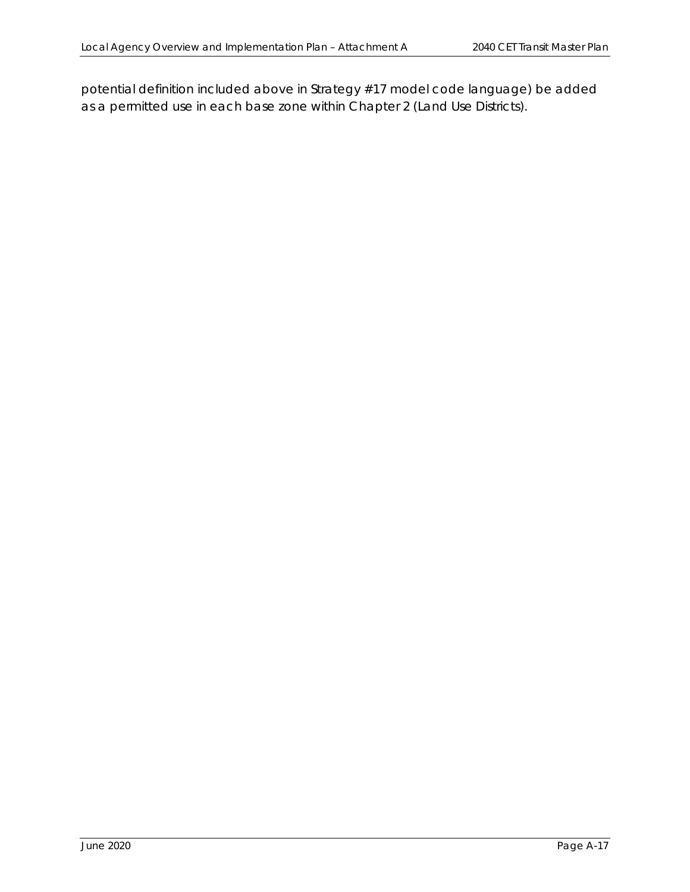potential definition included above in Strategy #17 model code language) be added as a permitted use in each base zone within Chapter 2 (Land Use Districts).